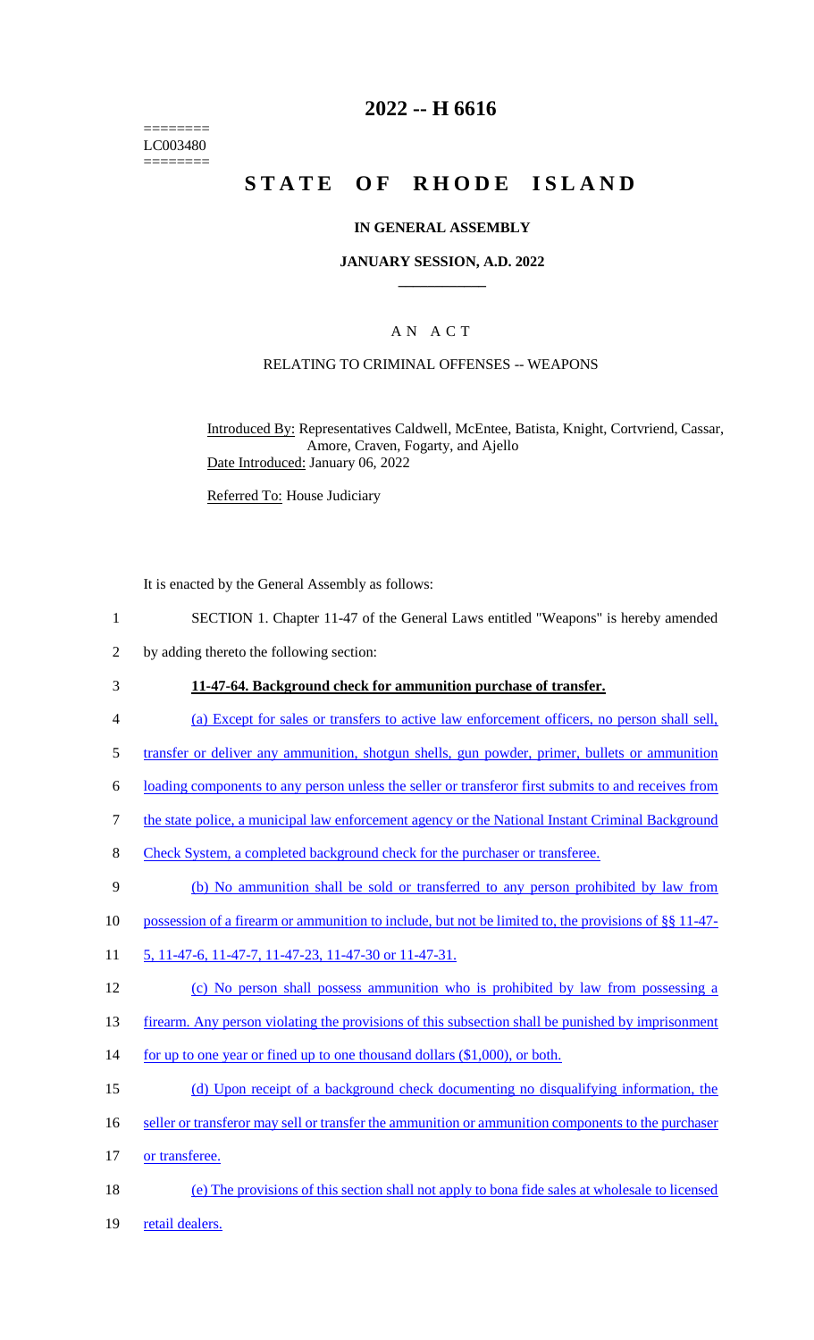========
LC003480
========

# 2022 -- H 6616

# STATE OF RHODE ISLAND

### IN GENERAL ASSEMBLY

### JANUARY SESSION, A.D. 2022

## AN ACT

RELATING TO CRIMINAL OFFENSES -- WEAPONS

Introduced By: Representatives Caldwell, McEntee, Batista, Knight, Cortvriend, Cassar, Amore, Craven, Fogarty, and Ajello

Date Introduced: January 06, 2022

Referred To: House Judiciary

It is enacted by the General Assembly as follows:

1 SECTION 1. Chapter 11-47 of the General Laws entitled "Weapons" is hereby amended
2 by adding thereto the following section:

3 **11-47-64. Background check for ammunition purchase of transfer.**

4 (a) Except for sales or transfers to active law enforcement officers, no person shall sell,
5 transfer or deliver any ammunition, shotgun shells, gun powder, primer, bullets or ammunition
6 loading components to any person unless the seller or transferor first submits to and receives from
7 the state police, a municipal law enforcement agency or the National Instant Criminal Background
8 Check System, a completed background check for the purchaser or transferee.

9 (b) No ammunition shall be sold or transferred to any person prohibited by law from
10 possession of a firearm or ammunition to include, but not be limited to, the provisions of §§ 11-47-
11 5, 11-47-6, 11-47-7, 11-47-23, 11-47-30 or 11-47-31.

12 (c) No person shall possess ammunition who is prohibited by law from possessing a
13 firearm. Any person violating the provisions of this subsection shall be punished by imprisonment
14 for up to one year or fined up to one thousand dollars ($1,000), or both.

15 (d) Upon receipt of a background check documenting no disqualifying information, the
16 seller or transferor may sell or transfer the ammunition or ammunition components to the purchaser
17 or transferee.

18 (e) The provisions of this section shall not apply to bona fide sales at wholesale to licensed
19 retail dealers.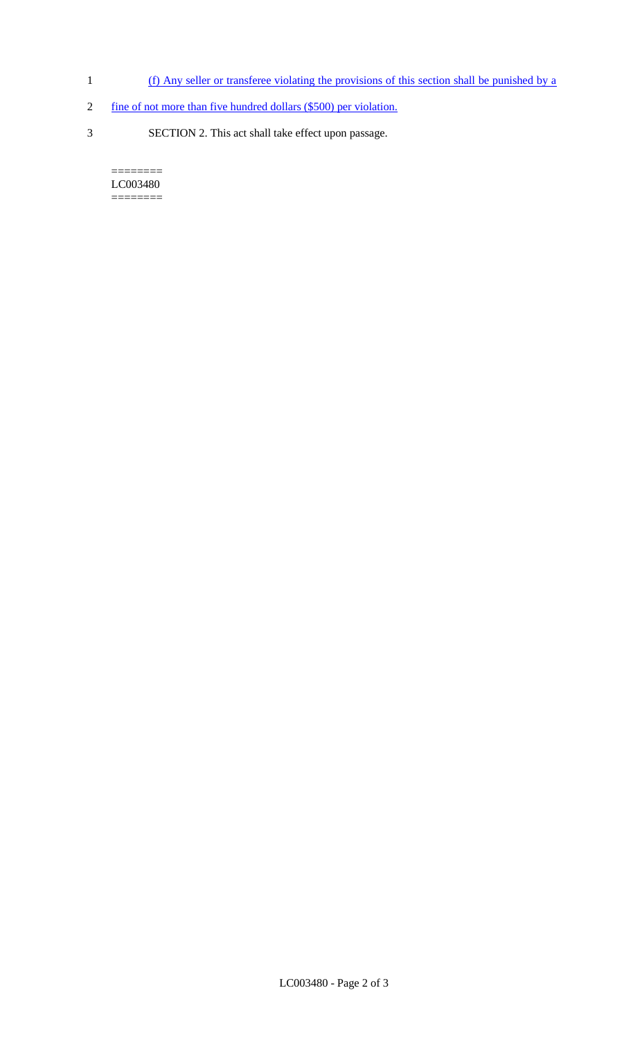(f) Any seller or transferee violating the provisions of this section shall be punished by a fine of not more than five hundred dollars ($500) per violation.

SECTION 2. This act shall take effect upon passage.

========
LC003480
========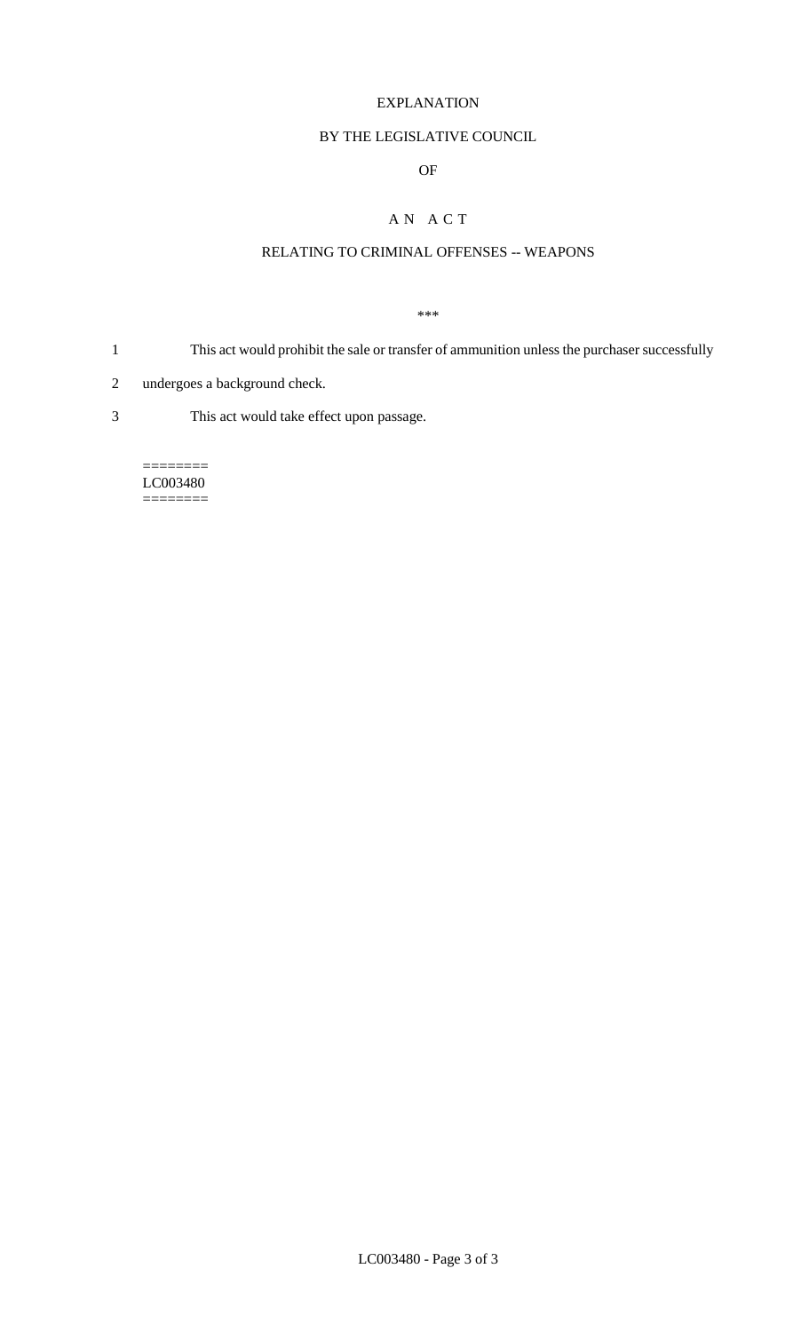EXPLANATION

BY THE LEGISLATIVE COUNCIL

OF

A N A C T

RELATING TO CRIMINAL OFFENSES -- WEAPONS

\*\*\*

1 This act would prohibit the sale or transfer of ammunition unless the purchaser successfully

2 undergoes a background check.

3 This act would take effect upon passage.

========
LC003480
========